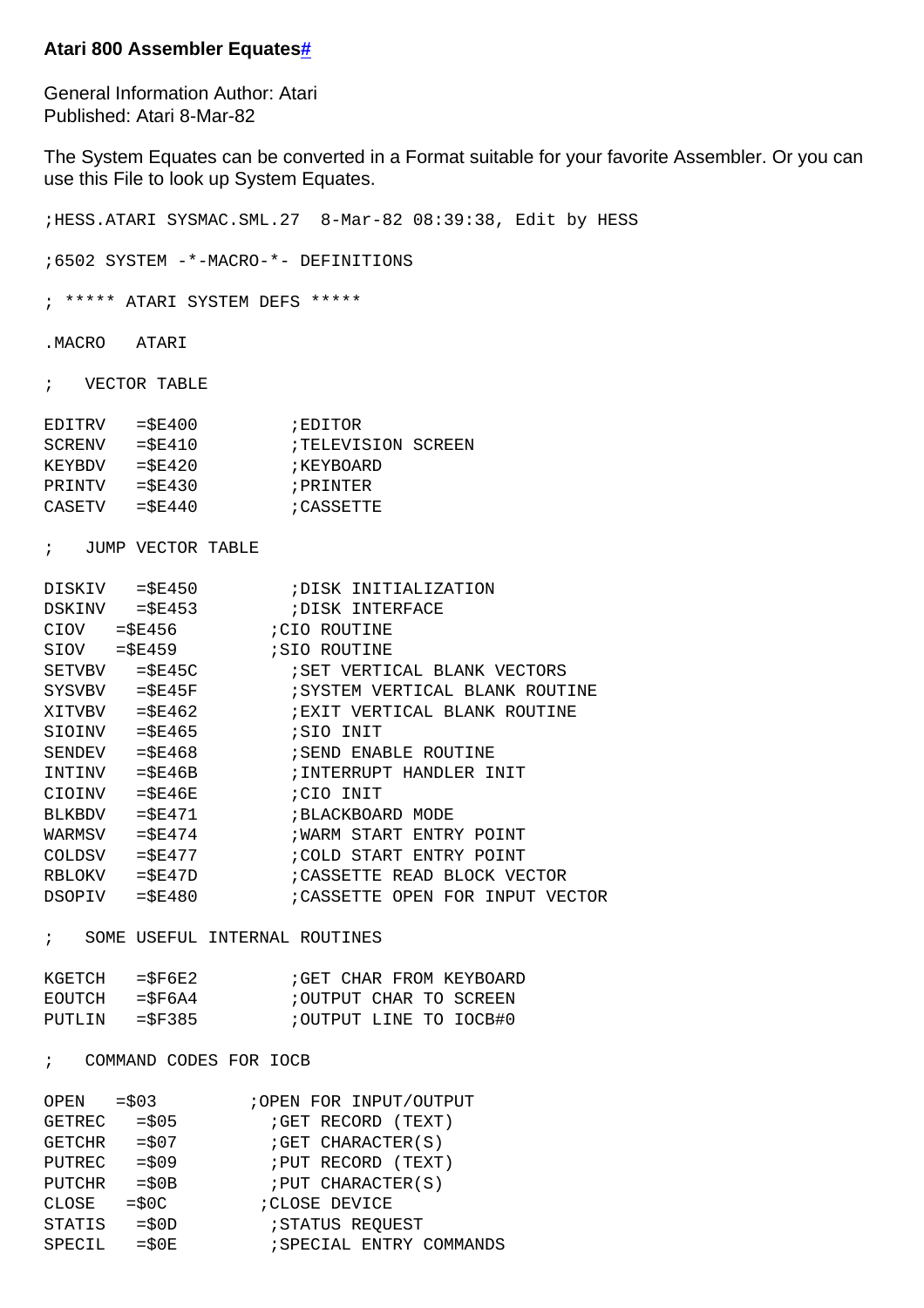### Atari 800 Assembler Equates[#](#)

General Information Author: Atari
Published: Atari 8-Mar-82

The System Equates can be converted in a Format suitable for your favorite Assembler. Or you can use this File to look up System Equates.

```
;HESS.ATARI SYSMAC.SML.27  8-Mar-82 08:39:38, Edit by HESS

;6502 SYSTEM -*-MACRO-*- DEFINITIONS

; ***** ATARI SYSTEM DEFS *****

.MACRO   ATARI

;   VECTOR TABLE

EDITRV   =$E400         ;EDITOR
SCRENV   =$E410         ;TELEVISION SCREEN
KEYBDV   =$E420         ;KEYBOARD
PRINTV   =$E430         ;PRINTER
CASETV   =$E440         ;CASSETTE

;   JUMP VECTOR TABLE

DISKIV   =$E450         ;DISK INITIALIZATION
DSKINV   =$E453         ;DISK INTERFACE
CIOV   =$E456         ;CIO ROUTINE
SIOV   =$E459         ;SIO ROUTINE
SETVBV   =$E45C         ;SET VERTICAL BLANK VECTORS
SYSVBV   =$E45F         ;SYSTEM VERTICAL BLANK ROUTINE
XITVBV   =$E462         ;EXIT VERTICAL BLANK ROUTINE
SIOINV   =$E465         ;SIO INIT
SENDEV   =$E468         ;SEND ENABLE ROUTINE
INTINV   =$E46B         ;INTERRUPT HANDLER INIT
CIOINV   =$E46E         ;CIO INIT
BLKBDV   =$E471         ;BLACKBOARD MODE
WARMSV   =$E474         ;WARM START ENTRY POINT
COLDSV   =$E477         ;COLD START ENTRY POINT
RBLOKV   =$E47D         ;CASSETTE READ BLOCK VECTOR
DSOPIV   =$E480         ;CASSETTE OPEN FOR INPUT VECTOR

;   SOME USEFUL INTERNAL ROUTINES

KGETCH   =$F6E2         ;GET CHAR FROM KEYBOARD
EOUTCH   =$F6A4         ;OUTPUT CHAR TO SCREEN
PUTLIN   =$F385         ;OUTPUT LINE TO IOCB#0

;   COMMAND CODES FOR IOCB

OPEN   =$03         ;OPEN FOR INPUT/OUTPUT
GETREC   =$05         ;GET RECORD (TEXT)
GETCHR   =$07         ;GET CHARACTER(S)
PUTREC   =$09         ;PUT RECORD (TEXT)
PUTCHR   =$0B         ;PUT CHARACTER(S)
CLOSE   =$0C         ;CLOSE DEVICE
STATIS   =$0D         ;STATUS REQUEST
SPECIL   =$0E         ;SPECIAL ENTRY COMMANDS
```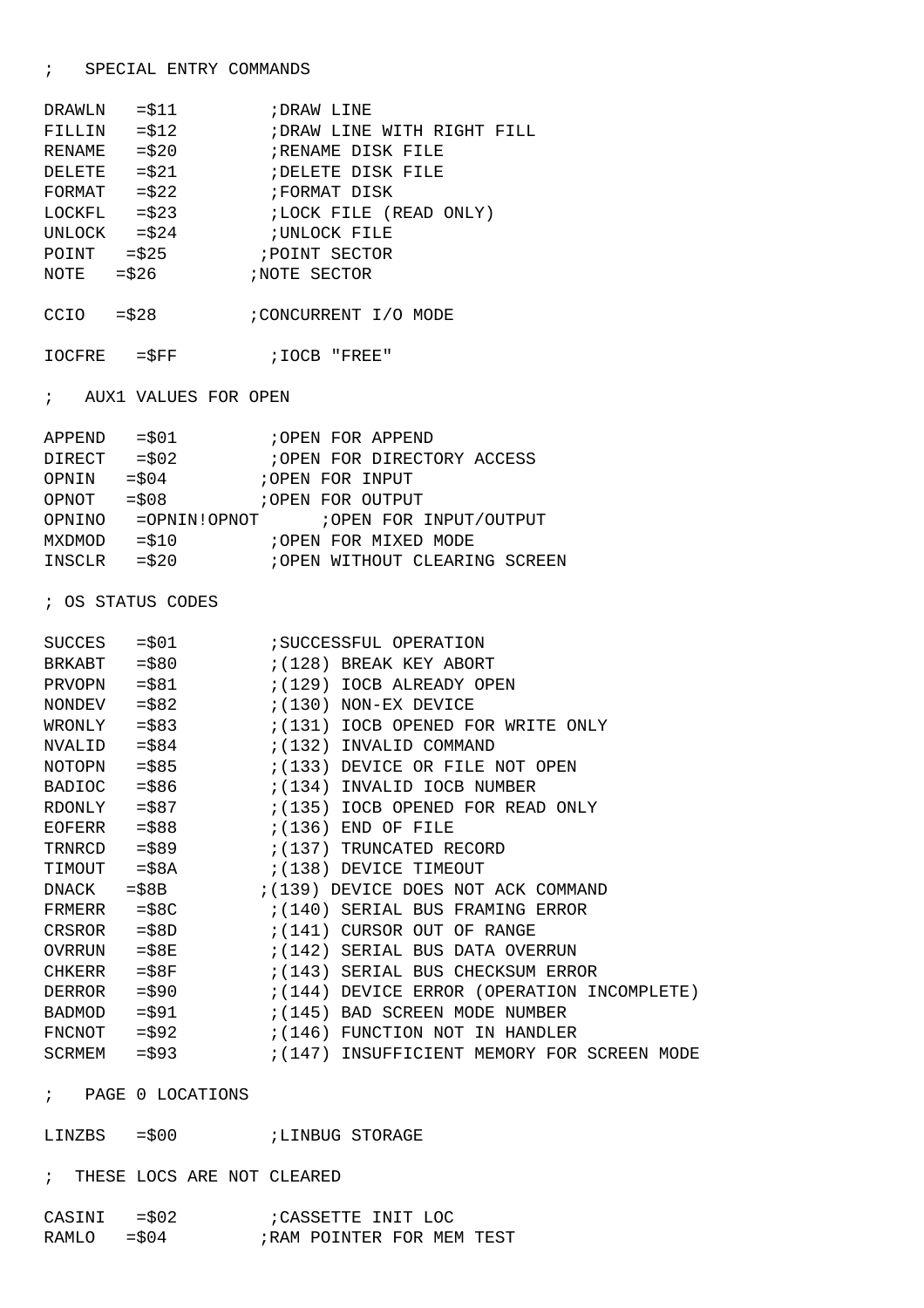```
;   SPECIAL ENTRY COMMANDS

DRAWLN   =$11         ;DRAW LINE
FILLIN   =$12         ;DRAW LINE WITH RIGHT FILL
RENAME   =$20         ;RENAME DISK FILE
DELETE   =$21         ;DELETE DISK FILE
FORMAT   =$22         ;FORMAT DISK
LOCKFL   =$23         ;LOCK FILE (READ ONLY)
UNLOCK   =$24         ;UNLOCK FILE
POINT   =$25         ;POINT SECTOR
NOTE   =$26         ;NOTE SECTOR

CCIO   =$28         ;CONCURRENT I/O MODE

IOCFRE   =$FF         ;IOCB "FREE"

;   AUX1 VALUES FOR OPEN

APPEND   =$01         ;OPEN FOR APPEND
DIRECT   =$02         ;OPEN FOR DIRECTORY ACCESS
OPNIN   =$04         ;OPEN FOR INPUT
OPNOT   =$08         ;OPEN FOR OUTPUT
OPNINO   =OPNIN!OPNOT      ;OPEN FOR INPUT/OUTPUT
MXDMOD   =$10         ;OPEN FOR MIXED MODE
INSCLR   =$20         ;OPEN WITHOUT CLEARING SCREEN

; OS STATUS CODES

SUCCES   =$01         ;SUCCESSFUL OPERATION
BRKABT   =$80         ;(128) BREAK KEY ABORT
PRVOPN   =$81         ;(129) IOCB ALREADY OPEN
NONDEV   =$82         ;(130) NON-EX DEVICE
WRONLY   =$83         ;(131) IOCB OPENED FOR WRITE ONLY
NVALID   =$84         ;(132) INVALID COMMAND
NOTOPN   =$85         ;(133) DEVICE OR FILE NOT OPEN
BADIOC   =$86         ;(134) INVALID IOCB NUMBER
RDONLY   =$87         ;(135) IOCB OPENED FOR READ ONLY
EOFERR   =$88         ;(136) END OF FILE
TRNRCD   =$89         ;(137) TRUNCATED RECORD
TIMOUT   =$8A         ;(138) DEVICE TIMEOUT
DNACK   =$8B         ;(139) DEVICE DOES NOT ACK COMMAND
FRMERR   =$8C         ;(140) SERIAL BUS FRAMING ERROR
CRSROR   =$8D         ;(141) CURSOR OUT OF RANGE
OVRRUN   =$8E         ;(142) SERIAL BUS DATA OVERRUN
CHKERR   =$8F         ;(143) SERIAL BUS CHECKSUM ERROR
DERROR   =$90         ;(144) DEVICE ERROR (OPERATION INCOMPLETE)
BADMOD   =$91         ;(145) BAD SCREEN MODE NUMBER
FNCNOT   =$92         ;(146) FUNCTION NOT IN HANDLER
SCRMEM   =$93         ;(147) INSUFFICIENT MEMORY FOR SCREEN MODE

;   PAGE 0 LOCATIONS

LINZBS   =$00         ;LINBUG STORAGE

;  THESE LOCS ARE NOT CLEARED

CASINI   =$02         ;CASSETTE INIT LOC
RAMLO   =$04         ;RAM POINTER FOR MEM TEST
```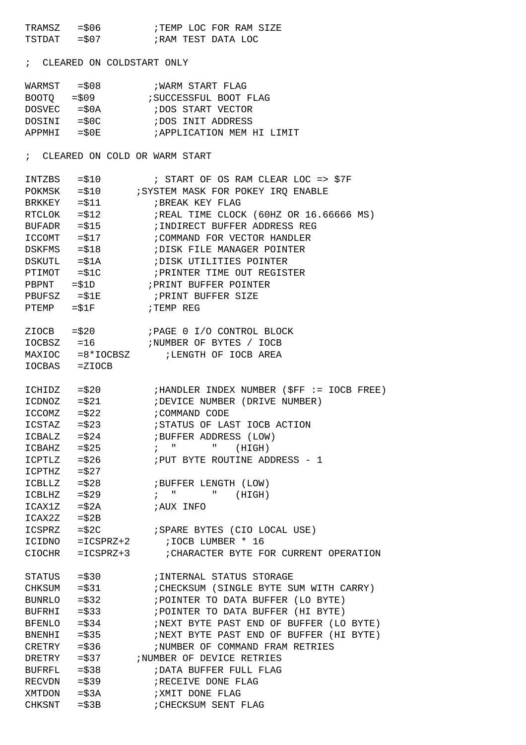```
TRAMSZ   =$06         ;TEMP LOC FOR RAM SIZE
TSTDAT   =$07         ;RAM TEST DATA LOC

;  CLEARED ON COLDSTART ONLY

WARMST   =$08         ;WARM START FLAG
BOOTQ   =$09         ;SUCCESSFUL BOOT FLAG
DOSVEC   =$0A         ;DOS START VECTOR
DOSINI   =$0C         ;DOS INIT ADDRESS
APPMHI   =$0E         ;APPLICATION MEM HI LIMIT

;  CLEARED ON COLD OR WARM START

INTZBS   =$10         ; START OF OS RAM CLEAR LOC => $7F
POKMSK   =$10      ;SYSTEM MASK FOR POKEY IRQ ENABLE
BRKKEY   =$11         ;BREAK KEY FLAG
RTCLOK   =$12         ;REAL TIME CLOCK (60HZ OR 16.66666 MS)
BUFADR   =$15         ;INDIRECT BUFFER ADDRESS REG
ICCOMT   =$17         ;COMMAND FOR VECTOR HANDLER
DSKFMS   =$18         ;DISK FILE MANAGER POINTER
DSKUTL   =$1A         ;DISK UTILITIES POINTER
PTIMOT   =$1C         ;PRINTER TIME OUT REGISTER
PBPNT   =$1D         ;PRINT BUFFER POINTER
PBUFSZ   =$1E         ;PRINT BUFFER SIZE
PTEMP   =$1F         ;TEMP REG

ZIOCB   =$20         ;PAGE 0 I/O CONTROL BLOCK
IOCBSZ   =16         ;NUMBER OF BYTES / IOCB
MAXIOC   =8*IOCBSZ      ;LENGTH OF IOCB AREA
IOCBAS   =ZIOCB

ICHIDZ   =$20         ;HANDLER INDEX NUMBER ($FF := IOCB FREE)
ICDNOZ   =$21         ;DEVICE NUMBER (DRIVE NUMBER)
ICCOMZ   =$22         ;COMMAND CODE
ICSTAZ   =$23         ;STATUS OF LAST IOCB ACTION
ICBALZ   =$24         ;BUFFER ADDRESS (LOW)
ICBAHZ   =$25         ;  "      "   (HIGH)
ICPTLZ   =$26         ;PUT BYTE ROUTINE ADDRESS - 1
ICPTHZ   =$27
ICBLLZ   =$28         ;BUFFER LENGTH (LOW)
ICBLHZ   =$29         ;  "      "   (HIGH)
ICAX1Z   =$2A         ;AUX INFO
ICAX2Z   =$2B
ICSPRZ   =$2C         ;SPARE BYTES (CIO LOCAL USE)
ICIDNO   =ICSPRZ+2      ;IOCB LUMBER * 16
CIOCHR   =ICSPRZ+3      ;CHARACTER BYTE FOR CURRENT OPERATION

STATUS   =$30         ;INTERNAL STATUS STORAGE
CHKSUM   =$31         ;CHECKSUM (SINGLE BYTE SUM WITH CARRY)
BUNRLO   =$32         ;POINTER TO DATA BUFFER (LO BYTE)
BUFRHI   =$33         ;POINTER TO DATA BUFFER (HI BYTE)
BFENLO   =$34         ;NEXT BYTE PAST END OF BUFFER (LO BYTE)
BNENHI   =$35         ;NEXT BYTE PAST END OF BUFFER (HI BYTE)
CRETRY   =$36         ;NUMBER OF COMMAND FRAM RETRIES
DRETRY   =$37      ;NUMBER OF DEVICE RETRIES
BUFRFL   =$38         ;DATA BUFFER FULL FLAG
RECVDN   =$39         ;RECEIVE DONE FLAG
XMTDON   =$3A         ;XMIT DONE FLAG
CHKSNT   =$3B         ;CHECKSUM SENT FLAG
```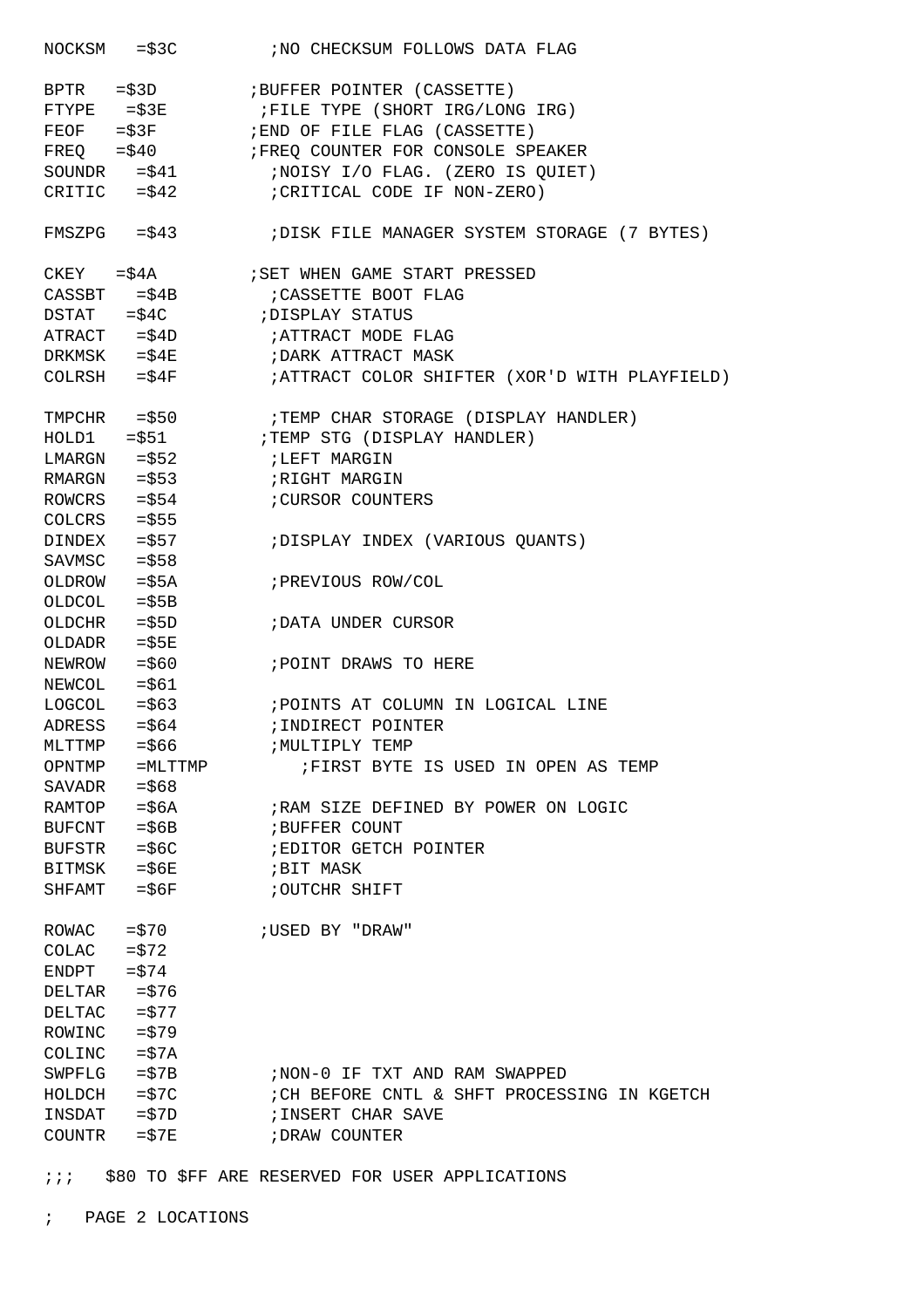```
NOCKSM   =$3C         ;NO CHECKSUM FOLLOWS DATA FLAG

BPTR   =$3D          ;BUFFER POINTER (CASSETTE)
FTYPE   =$3E          ;FILE TYPE (SHORT IRG/LONG IRG)
FEOF   =$3F          ;END OF FILE FLAG (CASSETTE)
FREQ   =$40          ;FREQ COUNTER FOR CONSOLE SPEAKER
SOUNDR   =$41          ;NOISY I/O FLAG. (ZERO IS QUIET)
CRITIC   =$42          ;CRITICAL CODE IF NON-ZERO)

FMSZPG   =$43          ;DISK FILE MANAGER SYSTEM STORAGE (7 BYTES)

CKEY   =$4A          ;SET WHEN GAME START PRESSED
CASSBT   =$4B          ;CASSETTE BOOT FLAG
DSTAT   =$4C          ;DISPLAY STATUS
ATRACT   =$4D          ;ATTRACT MODE FLAG
DRKMSK   =$4E          ;DARK ATTRACT MASK
COLRSH   =$4F          ;ATTRACT COLOR SHIFTER (XOR'D WITH PLAYFIELD)

TMPCHR   =$50          ;TEMP CHAR STORAGE (DISPLAY HANDLER)
HOLD1   =$51          ;TEMP STG (DISPLAY HANDLER)
LMARGN   =$52          ;LEFT MARGIN
RMARGN   =$53          ;RIGHT MARGIN
ROWCRS   =$54          ;CURSOR COUNTERS
COLCRS   =$55
DINDEX   =$57          ;DISPLAY INDEX (VARIOUS QUANTS)
SAVMSC   =$58
OLDROW   =$5A          ;PREVIOUS ROW/COL
OLDCOL   =$5B
OLDCHR   =$5D          ;DATA UNDER CURSOR
OLDADR   =$5E
NEWROW   =$60          ;POINT DRAWS TO HERE
NEWCOL   =$61
LOGCOL   =$63          ;POINTS AT COLUMN IN LOGICAL LINE
ADRESS   =$64          ;INDIRECT POINTER
MLTTMP   =$66          ;MULTIPLY TEMP
OPNTMP   =MLTTMP          ;FIRST BYTE IS USED IN OPEN AS TEMP
SAVADR   =$68
RAMTOP   =$6A          ;RAM SIZE DEFINED BY POWER ON LOGIC
BUFCNT   =$6B          ;BUFFER COUNT
BUFSTR   =$6C          ;EDITOR GETCH POINTER
BITMSK   =$6E          ;BIT MASK
SHFAMT   =$6F          ;OUTCHR SHIFT

ROWAC   =$70          ;USED BY "DRAW"
COLAC   =$72
ENDPT   =$74
DELTAR   =$76
DELTAC   =$77
ROWINC   =$79
COLINC   =$7A
SWPFLG   =$7B          ;NON-0 IF TXT AND RAM SWAPPED
HOLDCH   =$7C          ;CH BEFORE CNTL & SHFT PROCESSING IN KGETCH
INSDAT   =$7D          ;INSERT CHAR SAVE
COUNTR   =$7E          ;DRAW COUNTER

;;;   $80 TO $FF ARE RESERVED FOR USER APPLICATIONS

;   PAGE 2 LOCATIONS
```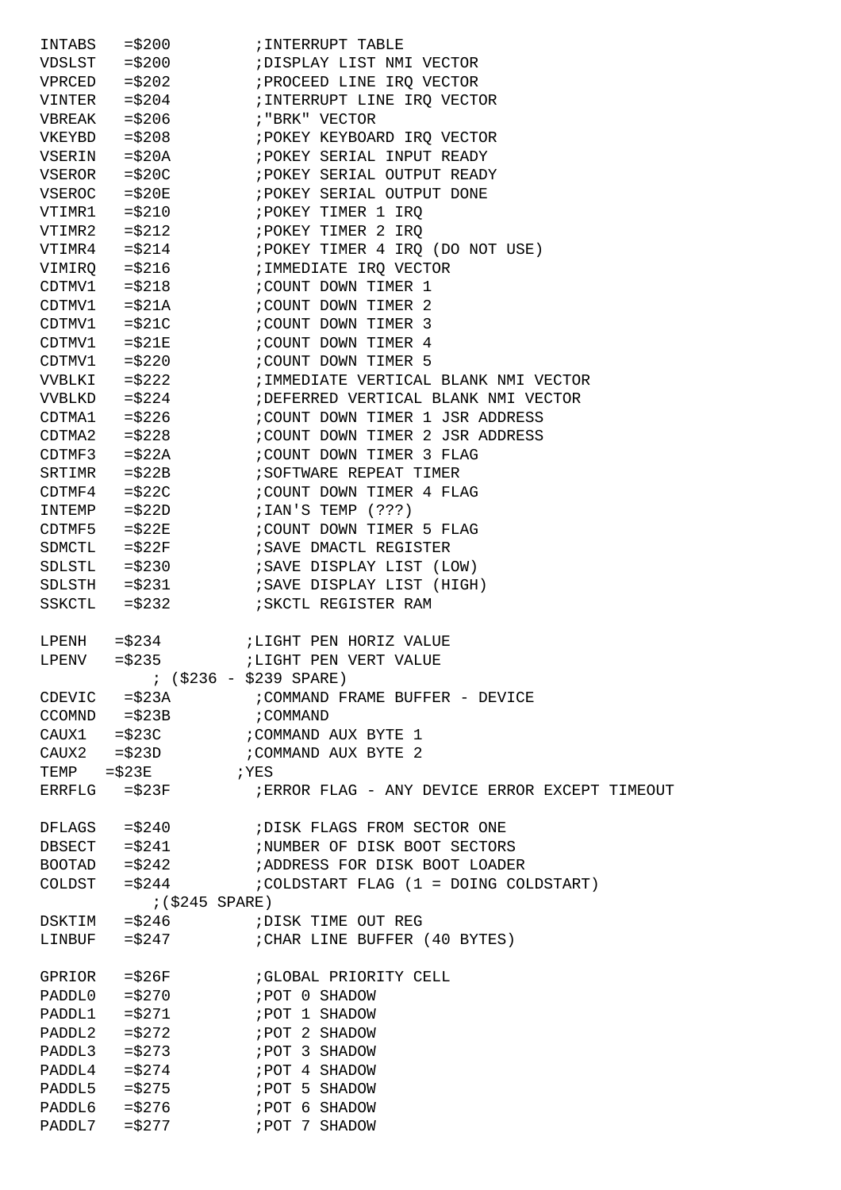```
INTABS   =$200          ;INTERRUPT TABLE
VDSLST   =$200          ;DISPLAY LIST NMI VECTOR
VPRCED   =$202          ;PROCEED LINE IRQ VECTOR
VINTER   =$204          ;INTERRUPT LINE IRQ VECTOR
VBREAK   =$206          ;"BRK" VECTOR
VKEYBD   =$208          ;POKEY KEYBOARD IRQ VECTOR
VSERIN   =$20A          ;POKEY SERIAL INPUT READY
VSEROR   =$20C          ;POKEY SERIAL OUTPUT READY
VSEROC   =$20E          ;POKEY SERIAL OUTPUT DONE
VTIMR1   =$210          ;POKEY TIMER 1 IRQ
VTIMR2   =$212          ;POKEY TIMER 2 IRQ
VTIMR4   =$214          ;POKEY TIMER 4 IRQ (DO NOT USE)
VIMIRQ   =$216          ;IMMEDIATE IRQ VECTOR
CDTMV1   =$218          ;COUNT DOWN TIMER 1
CDTMV1   =$21A          ;COUNT DOWN TIMER 2
CDTMV1   =$21C          ;COUNT DOWN TIMER 3
CDTMV1   =$21E          ;COUNT DOWN TIMER 4
CDTMV1   =$220          ;COUNT DOWN TIMER 5
VVBLKI   =$222          ;IMMEDIATE VERTICAL BLANK NMI VECTOR
VVBLKD   =$224          ;DEFERRED VERTICAL BLANK NMI VECTOR
CDTMA1   =$226          ;COUNT DOWN TIMER 1 JSR ADDRESS
CDTMA2   =$228          ;COUNT DOWN TIMER 2 JSR ADDRESS
CDTMF3   =$22A          ;COUNT DOWN TIMER 3 FLAG
SRTIMR   =$22B          ;SOFTWARE REPEAT TIMER
CDTMF4   =$22C          ;COUNT DOWN TIMER 4 FLAG
INTEMP   =$22D          ;IAN'S TEMP (???)
CDTMF5   =$22E          ;COUNT DOWN TIMER 5 FLAG
SDMCTL   =$22F          ;SAVE DMACTL REGISTER
SDLSTL   =$230          ;SAVE DISPLAY LIST (LOW)
SDLSTH   =$231          ;SAVE DISPLAY LIST (HIGH)
SSKCTL   =$232          ;SKCTL REGISTER RAM

LPENH   =$234          ;LIGHT PEN HORIZ VALUE
LPENV   =$235          ;LIGHT PEN VERT VALUE
            ; ($236 - $239 SPARE)
CDEVIC   =$23A          ;COMMAND FRAME BUFFER - DEVICE
CCOMND   =$23B          ;COMMAND
CAUX1   =$23C          ;COMMAND AUX BYTE 1
CAUX2   =$23D          ;COMMAND AUX BYTE 2
TEMP   =$23E          ;YES
ERRFLG   =$23F          ;ERROR FLAG - ANY DEVICE ERROR EXCEPT TIMEOUT

DFLAGS   =$240          ;DISK FLAGS FROM SECTOR ONE
DBSECT   =$241          ;NUMBER OF DISK BOOT SECTORS
BOOTAD   =$242          ;ADDRESS FOR DISK BOOT LOADER
COLDST   =$244          ;COLDSTART FLAG (1 = DOING COLDSTART)
            ;($245 SPARE)
DSKTIM   =$246          ;DISK TIME OUT REG
LINBUF   =$247          ;CHAR LINE BUFFER (40 BYTES)

GPRIOR   =$26F          ;GLOBAL PRIORITY CELL
PADDL0   =$270          ;POT 0 SHADOW
PADDL1   =$271          ;POT 1 SHADOW
PADDL2   =$272          ;POT 2 SHADOW
PADDL3   =$273          ;POT 3 SHADOW
PADDL4   =$274          ;POT 4 SHADOW
PADDL5   =$275          ;POT 5 SHADOW
PADDL6   =$276          ;POT 6 SHADOW
PADDL7   =$277          ;POT 7 SHADOW
```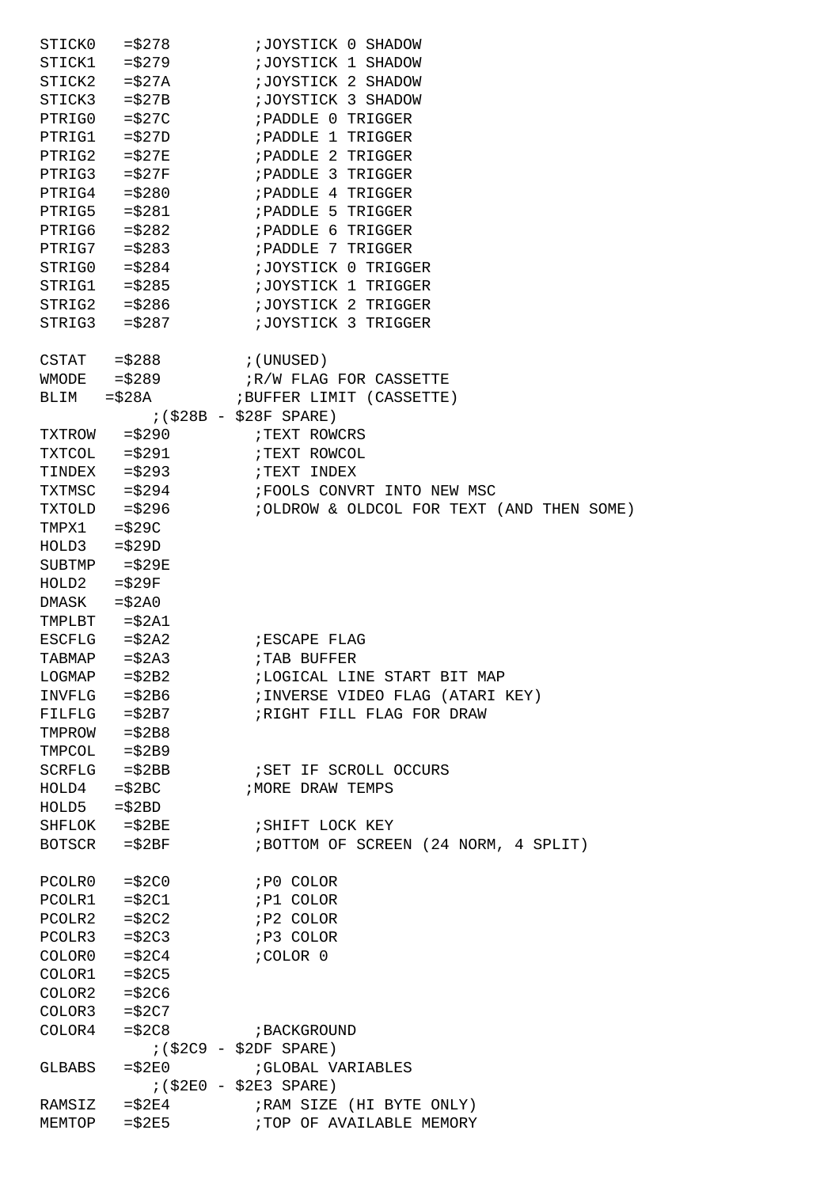```
STICK0   =$278         ;JOYSTICK 0 SHADOW
STICK1   =$279         ;JOYSTICK 1 SHADOW
STICK2   =$27A         ;JOYSTICK 2 SHADOW
STICK3   =$27B         ;JOYSTICK 3 SHADOW
PTRIG0   =$27C         ;PADDLE 0 TRIGGER
PTRIG1   =$27D         ;PADDLE 1 TRIGGER
PTRIG2   =$27E         ;PADDLE 2 TRIGGER
PTRIG3   =$27F         ;PADDLE 3 TRIGGER
PTRIG4   =$280         ;PADDLE 4 TRIGGER
PTRIG5   =$281         ;PADDLE 5 TRIGGER
PTRIG6   =$282         ;PADDLE 6 TRIGGER
PTRIG7   =$283         ;PADDLE 7 TRIGGER
STRIG0   =$284         ;JOYSTICK 0 TRIGGER
STRIG1   =$285         ;JOYSTICK 1 TRIGGER
STRIG2   =$286         ;JOYSTICK 2 TRIGGER
STRIG3   =$287         ;JOYSTICK 3 TRIGGER

CSTAT   =$288         ;(UNUSED)
WMODE   =$289         ;R/W FLAG FOR CASSETTE
BLIM   =$28A         ;BUFFER LIMIT (CASSETTE)
           ;($28B - $28F SPARE)
TXTROW   =$290         ;TEXT ROWCRS
TXTCOL   =$291         ;TEXT ROWCOL
TINDEX   =$293         ;TEXT INDEX
TXTMSC   =$294         ;FOOLS CONVRT INTO NEW MSC
TXTOLD   =$296         ;OLDROW & OLDCOL FOR TEXT (AND THEN SOME)
TMPX1   =$29C
HOLD3   =$29D
SUBTMP   =$29E
HOLD2   =$29F
DMASK   =$2A0
TMPLBT   =$2A1
ESCFLG   =$2A2         ;ESCAPE FLAG
TABMAP   =$2A3         ;TAB BUFFER
LOGMAP   =$2B2         ;LOGICAL LINE START BIT MAP
INVFLG   =$2B6         ;INVERSE VIDEO FLAG (ATARI KEY)
FILFLG   =$2B7         ;RIGHT FILL FLAG FOR DRAW
TMPROW   =$2B8
TMPCOL   =$2B9
SCRFLG   =$2BB         ;SET IF SCROLL OCCURS
HOLD4   =$2BC         ;MORE DRAW TEMPS
HOLD5   =$2BD
SHFLOK   =$2BE         ;SHIFT LOCK KEY
BOTSCR   =$2BF         ;BOTTOM OF SCREEN (24 NORM, 4 SPLIT)

PCOLR0   =$2C0         ;P0 COLOR
PCOLR1   =$2C1         ;P1 COLOR
PCOLR2   =$2C2         ;P2 COLOR
PCOLR3   =$2C3         ;P3 COLOR
COLOR0   =$2C4         ;COLOR 0
COLOR1   =$2C5
COLOR2   =$2C6
COLOR3   =$2C7
COLOR4   =$2C8         ;BACKGROUND
           ;($2C9 - $2DF SPARE)
GLBABS   =$2E0         ;GLOBAL VARIABLES
           ;($2E0 - $2E3 SPARE)
RAMSIZ   =$2E4         ;RAM SIZE (HI BYTE ONLY)
MEMTOP   =$2E5         ;TOP OF AVAILABLE MEMORY
```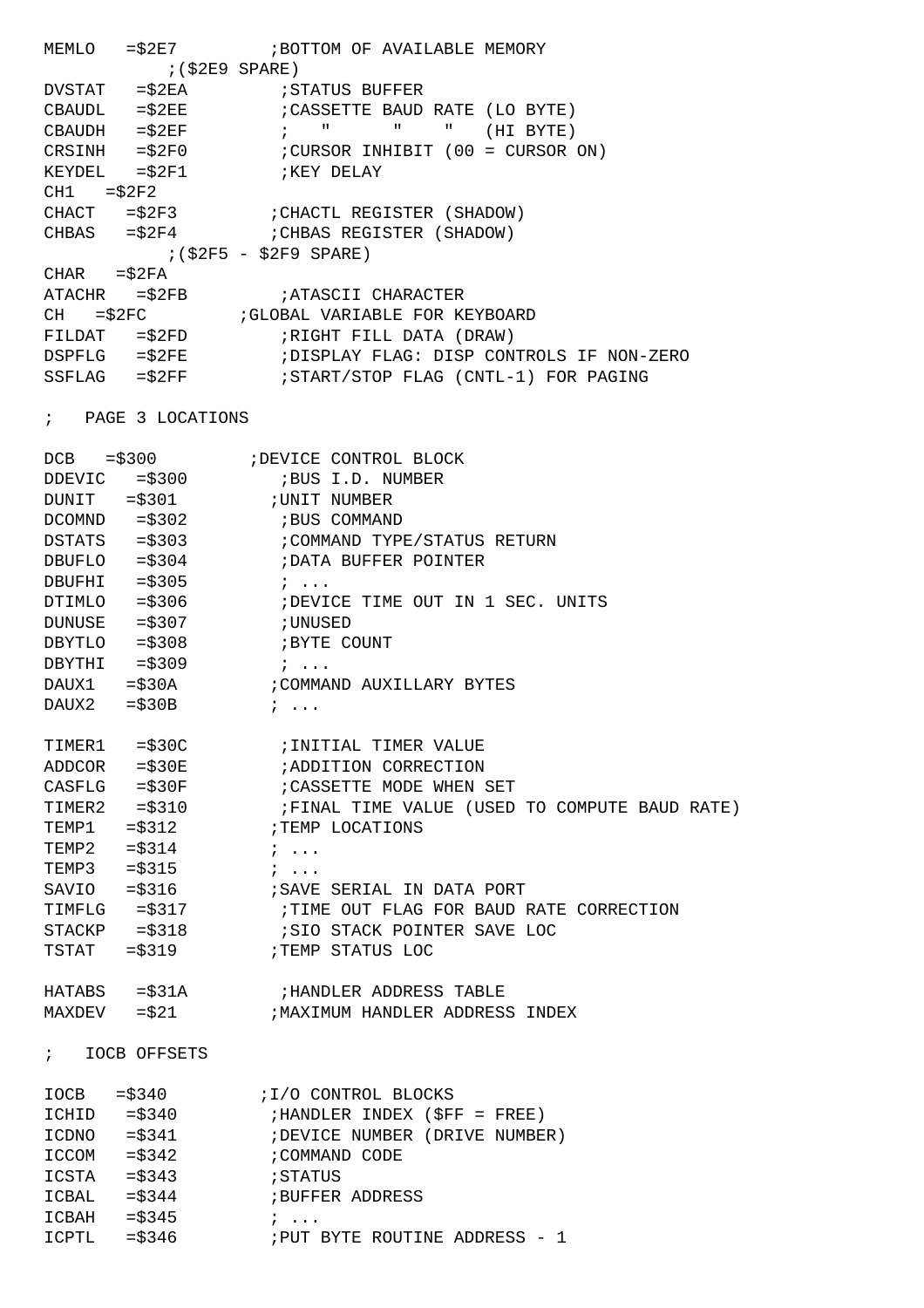```
MEMLO   =$2E7         ;BOTTOM OF AVAILABLE MEMORY
            ;($2E9 SPARE)
DVSTAT   =$2EA         ;STATUS BUFFER
CBAUDL   =$2EE         ;CASSETTE BAUD RATE (LO BYTE)
CBAUDH   =$2EF         ;   "      "    "   (HI BYTE)
CRSINH   =$2F0         ;CURSOR INHIBIT (00 = CURSOR ON)
KEYDEL   =$2F1         ;KEY DELAY
CH1   =$2F2
CHACT   =$2F3         ;CHACTL REGISTER (SHADOW)
CHBAS   =$2F4         ;CHBAS REGISTER (SHADOW)
            ;($2F5 - $2F9 SPARE)
CHAR   =$2FA
ATACHR   =$2FB         ;ATASCII CHARACTER
CH   =$2FC         ;GLOBAL VARIABLE FOR KEYBOARD
FILDAT   =$2FD         ;RIGHT FILL DATA (DRAW)
DSPFLG   =$2FE         ;DISPLAY FLAG: DISP CONTROLS IF NON-ZERO
SSFLAG   =$2FF         ;START/STOP FLAG (CNTL-1) FOR PAGING

;   PAGE 3 LOCATIONS

DCB   =$300         ;DEVICE CONTROL BLOCK
DDEVIC   =$300         ;BUS I.D. NUMBER
DUNIT   =$301         ;UNIT NUMBER
DCOMND   =$302         ;BUS COMMAND
DSTATS   =$303         ;COMMAND TYPE/STATUS RETURN
DBUFLO   =$304         ;DATA BUFFER POINTER
DBUFHI   =$305         ; ...
DTIMLO   =$306         ;DEVICE TIME OUT IN 1 SEC. UNITS
DUNUSE   =$307         ;UNUSED
DBYTLO   =$308         ;BYTE COUNT
DBYTHI   =$309         ; ...
DAUX1   =$30A         ;COMMAND AUXILLARY BYTES
DAUX2   =$30B         ; ...

TIMER1   =$30C         ;INITIAL TIMER VALUE
ADDCOR   =$30E         ;ADDITION CORRECTION
CASFLG   =$30F         ;CASSETTE MODE WHEN SET
TIMER2   =$310         ;FINAL TIME VALUE (USED TO COMPUTE BAUD RATE)
TEMP1   =$312         ;TEMP LOCATIONS
TEMP2   =$314         ; ...
TEMP3   =$315         ; ...
SAVIO   =$316         ;SAVE SERIAL IN DATA PORT
TIMFLG   =$317         ;TIME OUT FLAG FOR BAUD RATE CORRECTION
STACKP   =$318         ;SIO STACK POINTER SAVE LOC
TSTAT   =$319         ;TEMP STATUS LOC

HATABS   =$31A         ;HANDLER ADDRESS TABLE
MAXDEV   =$21         ;MAXIMUM HANDLER ADDRESS INDEX

;   IOCB OFFSETS

IOCB   =$340         ;I/O CONTROL BLOCKS
ICHID   =$340         ;HANDLER INDEX ($FF = FREE)
ICDNO   =$341         ;DEVICE NUMBER (DRIVE NUMBER)
ICCOM   =$342         ;COMMAND CODE
ICSTA   =$343         ;STATUS
ICBAL   =$344         ;BUFFER ADDRESS
ICBAH   =$345         ; ...
ICPTL   =$346         ;PUT BYTE ROUTINE ADDRESS - 1
```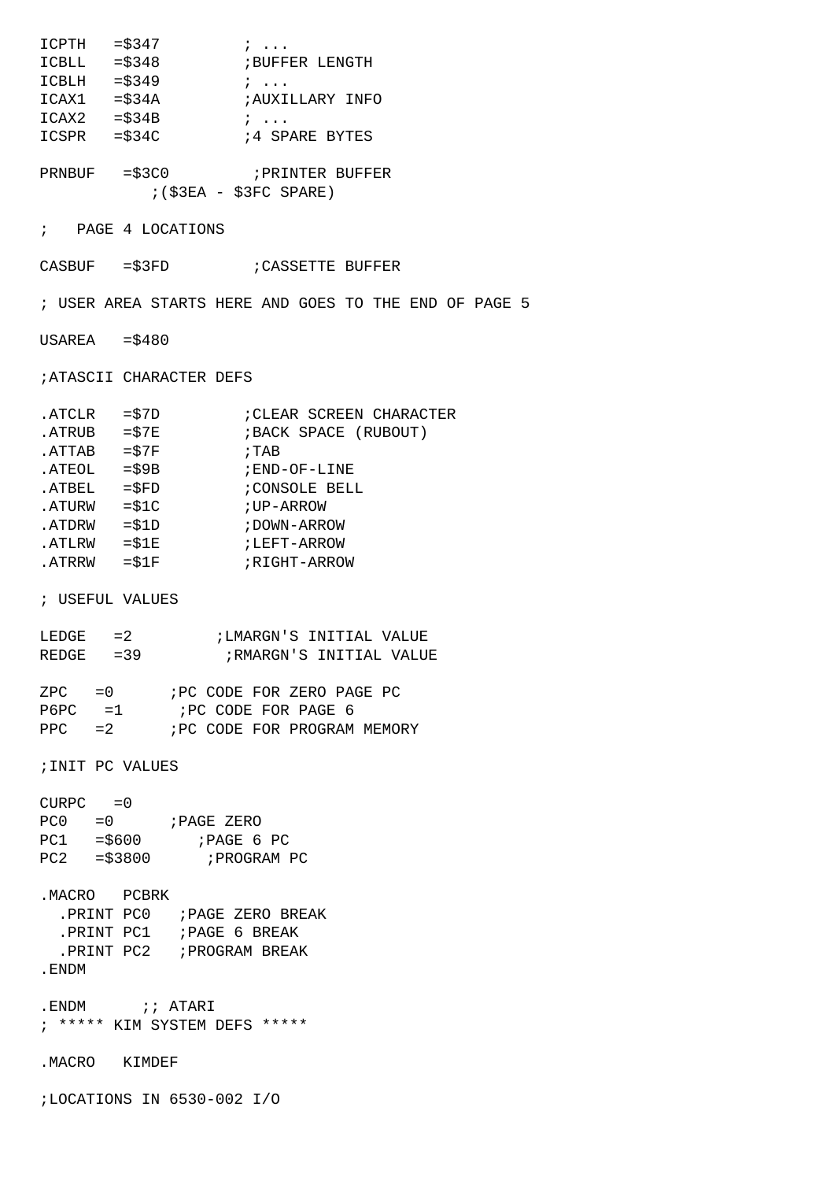```
ICPTH   =$347          ; ...
ICBLL   =$348          ;BUFFER LENGTH
ICBLH   =$349          ; ...
ICAX1   =$34A          ;AUXILLARY INFO
ICAX2   =$34B          ; ...
ICSPR   =$34C          ;4 SPARE BYTES

PRNBUF   =$3C0          ;PRINTER BUFFER
            ;($3EA - $3FC SPARE)

;   PAGE 4 LOCATIONS

CASBUF   =$3FD          ;CASSETTE BUFFER

; USER AREA STARTS HERE AND GOES TO THE END OF PAGE 5

USAREA   =$480

;ATASCII CHARACTER DEFS

.ATCLR   =$7D          ;CLEAR SCREEN CHARACTER
.ATRUB   =$7E          ;BACK SPACE (RUBOUT)
.ATTAB   =$7F          ;TAB
.ATEOL   =$9B          ;END-OF-LINE
.ATBEL   =$FD          ;CONSOLE BELL
.ATURW   =$1C          ;UP-ARROW
.ATDRW   =$1D          ;DOWN-ARROW
.ATLRW   =$1E          ;LEFT-ARROW
.ATRRW   =$1F          ;RIGHT-ARROW

; USEFUL VALUES

LEDGE   =2          ;LMARGN'S INITIAL VALUE
REDGE   =39          ;RMARGN'S INITIAL VALUE

ZPC   =0      ;PC CODE FOR ZERO PAGE PC
P6PC   =1      ;PC CODE FOR PAGE 6
PPC   =2      ;PC CODE FOR PROGRAM MEMORY

;INIT PC VALUES

CURPC   =0
PC0   =0      ;PAGE ZERO
PC1   =$600      ;PAGE 6 PC
PC2   =$3800      ;PROGRAM PC

.MACRO   PCBRK
  .PRINT PC0   ;PAGE ZERO BREAK
  .PRINT PC1   ;PAGE 6 BREAK
  .PRINT PC2   ;PROGRAM BREAK
.ENDM

.ENDM      ;; ATARI
; ***** KIM SYSTEM DEFS *****

.MACRO   KIMDEF

;LOCATIONS IN 6530-002 I/O
```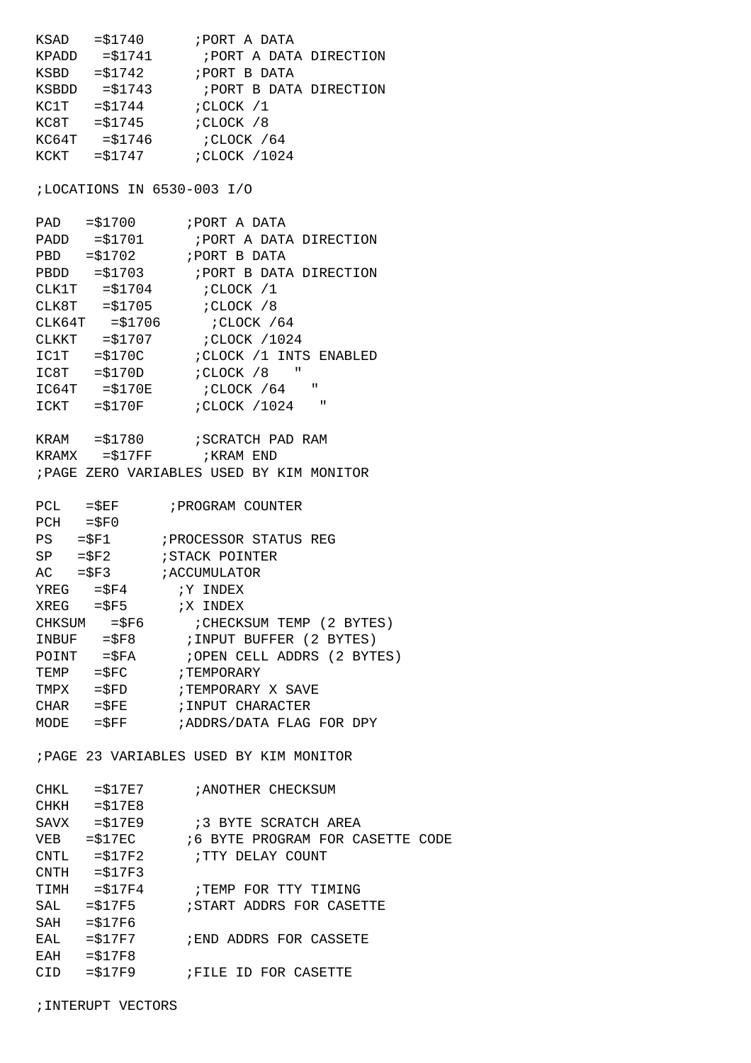```
KSAD   =$1740      ;PORT A DATA
KPADD   =$1741      ;PORT A DATA DIRECTION
KSBD   =$1742      ;PORT B DATA
KSBDD   =$1743      ;PORT B DATA DIRECTION
KC1T   =$1744      ;CLOCK /1
KC8T   =$1745      ;CLOCK /8
KC64T   =$1746      ;CLOCK /64
KCKT   =$1747      ;CLOCK /1024

;LOCATIONS IN 6530-003 I/O

PAD   =$1700      ;PORT A DATA
PADD   =$1701      ;PORT A DATA DIRECTION
PBD   =$1702      ;PORT B DATA
PBDD   =$1703      ;PORT B DATA DIRECTION
CLK1T   =$1704      ;CLOCK /1
CLK8T   =$1705      ;CLOCK /8
CLK64T   =$1706      ;CLOCK /64
CLKKT   =$1707      ;CLOCK /1024
IC1T   =$170C      ;CLOCK /1 INTS ENABLED
IC8T   =$170D      ;CLOCK /8   "
IC64T   =$170E      ;CLOCK /64   "
ICKT   =$170F      ;CLOCK /1024   "

KRAM   =$1780      ;SCRATCH PAD RAM
KRAMX   =$17FF      ;KRAM END
;PAGE ZERO VARIABLES USED BY KIM MONITOR

PCL   =$EF      ;PROGRAM COUNTER
PCH   =$F0
PS   =$F1      ;PROCESSOR STATUS REG
SP   =$F2      ;STACK POINTER
AC   =$F3      ;ACCUMULATOR
YREG   =$F4      ;Y INDEX
XREG   =$F5      ;X INDEX
CHKSUM   =$F6      ;CHECKSUM TEMP (2 BYTES)
INBUF   =$F8      ;INPUT BUFFER (2 BYTES)
POINT   =$FA      ;OPEN CELL ADDRS (2 BYTES)
TEMP   =$FC      ;TEMPORARY
TMPX   =$FD      ;TEMPORARY X SAVE
CHAR   =$FE      ;INPUT CHARACTER
MODE   =$FF      ;ADDRS/DATA FLAG FOR DPY

;PAGE 23 VARIABLES USED BY KIM MONITOR

CHKL   =$17E7      ;ANOTHER CHECKSUM
CHKH   =$17E8
SAVX   =$17E9      ;3 BYTE SCRATCH AREA
VEB   =$17EC      ;6 BYTE PROGRAM FOR CASETTE CODE
CNTL   =$17F2      ;TTY DELAY COUNT
CNTH   =$17F3
TIMH   =$17F4      ;TEMP FOR TTY TIMING
SAL   =$17F5      ;START ADDRS FOR CASETTE
SAH   =$17F6
EAL   =$17F7      ;END ADDRS FOR CASSETE
EAH   =$17F8
CID   =$17F9      ;FILE ID FOR CASETTE

;INTERUPT VECTORS
```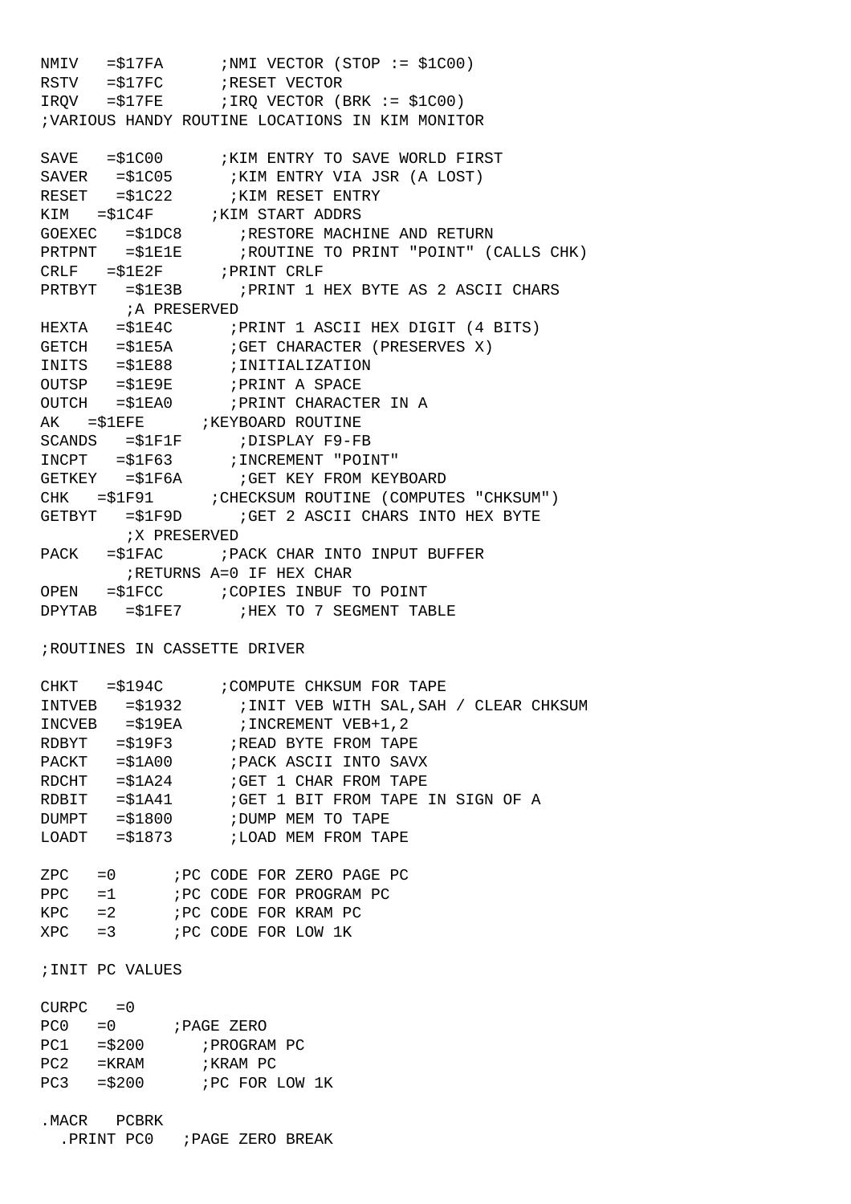```
NMIV   =$17FA      ;NMI VECTOR (STOP := $1C00)
RSTV   =$17FC      ;RESET VECTOR
IRQV   =$17FE      ;IRQ VECTOR (BRK := $1C00)
;VARIOUS HANDY ROUTINE LOCATIONS IN KIM MONITOR

SAVE   =$1C00      ;KIM ENTRY TO SAVE WORLD FIRST
SAVER   =$1C05      ;KIM ENTRY VIA JSR (A LOST)
RESET   =$1C22      ;KIM RESET ENTRY
KIM   =$1C4F      ;KIM START ADDRS
GOEXEC   =$1DC8      ;RESTORE MACHINE AND RETURN
PRTPNT   =$1E1E      ;ROUTINE TO PRINT "POINT" (CALLS CHK)
CRLF   =$1E2F      ;PRINT CRLF
PRTBYT   =$1E3B      ;PRINT 1 HEX BYTE AS 2 ASCII CHARS
         ;A PRESERVED
HEXTA   =$1E4C      ;PRINT 1 ASCII HEX DIGIT (4 BITS)
GETCH   =$1E5A      ;GET CHARACTER (PRESERVES X)
INITS   =$1E88      ;INITIALIZATION
OUTSP   =$1E9E      ;PRINT A SPACE
OUTCH   =$1EA0      ;PRINT CHARACTER IN A
AK   =$1EFE      ;KEYBOARD ROUTINE
SCANDS   =$1F1F      ;DISPLAY F9-FB
INCPT   =$1F63      ;INCREMENT "POINT"
GETKEY   =$1F6A      ;GET KEY FROM KEYBOARD
CHK   =$1F91      ;CHECKSUM ROUTINE (COMPUTES "CHKSUM")
GETBYT   =$1F9D      ;GET 2 ASCII CHARS INTO HEX BYTE
         ;X PRESERVED
PACK   =$1FAC      ;PACK CHAR INTO INPUT BUFFER
         ;RETURNS A=0 IF HEX CHAR
OPEN   =$1FCC      ;COPIES INBUF TO POINT
DPYTAB   =$1FE7      ;HEX TO 7 SEGMENT TABLE

;ROUTINES IN CASSETTE DRIVER

CHKT   =$194C      ;COMPUTE CHKSUM FOR TAPE
INTVEB   =$1932      ;INIT VEB WITH SAL,SAH / CLEAR CHKSUM
INCVEB   =$19EA      ;INCREMENT VEB+1,2
RDBYT   =$19F3      ;READ BYTE FROM TAPE
PACKT   =$1A00      ;PACK ASCII INTO SAVX
RDCHT   =$1A24      ;GET 1 CHAR FROM TAPE
RDBIT   =$1A41      ;GET 1 BIT FROM TAPE IN SIGN OF A
DUMPT   =$1800      ;DUMP MEM TO TAPE
LOADT   =$1873      ;LOAD MEM FROM TAPE

ZPC   =0      ;PC CODE FOR ZERO PAGE PC
PPC   =1      ;PC CODE FOR PROGRAM PC
KPC   =2      ;PC CODE FOR KRAM PC
XPC   =3      ;PC CODE FOR LOW 1K

;INIT PC VALUES

CURPC   =0
PC0   =0      ;PAGE ZERO
PC1   =$200      ;PROGRAM PC
PC2   =KRAM      ;KRAM PC
PC3   =$200      ;PC FOR LOW 1K

.MACR   PCBRK
  .PRINT PC0   ;PAGE ZERO BREAK
```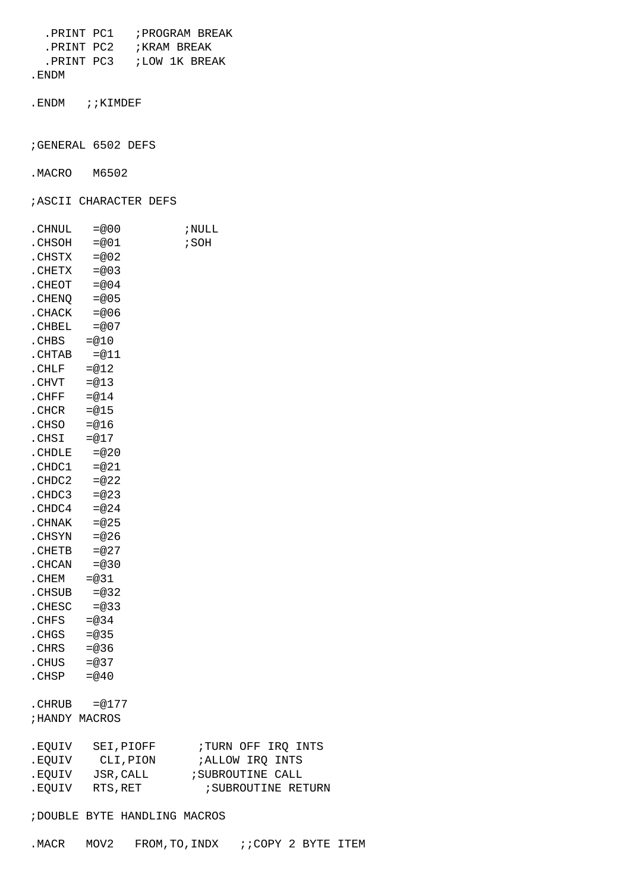```
  .PRINT PC1   ;PROGRAM BREAK
  .PRINT PC2   ;KRAM BREAK
  .PRINT PC3   ;LOW 1K BREAK
.ENDM

.ENDM   ;;KIMDEF


;GENERAL 6502 DEFS

.MACRO   M6502

;ASCII CHARACTER DEFS

.CHNUL   =@00         ;NULL
.CHSOH   =@01         ;SOH
.CHSTX   =@02
.CHETX   =@03
.CHEOT   =@04
.CHENQ   =@05
.CHACK   =@06
.CHBEL   =@07
.CHBS   =@10
.CHTAB   =@11
.CHLF   =@12
.CHVT   =@13
.CHFF   =@14
.CHCR   =@15
.CHSO   =@16
.CHSI   =@17
.CHDLE   =@20
.CHDC1   =@21
.CHDC2   =@22
.CHDC3   =@23
.CHDC4   =@24
.CHNAK   =@25
.CHSYN   =@26
.CHETB   =@27
.CHCAN   =@30
.CHEM   =@31
.CHSUB   =@32
.CHESC   =@33
.CHFS   =@34
.CHGS   =@35
.CHRS   =@36
.CHUS   =@37
.CHSP   =@40

.CHRUB   =@177
;HANDY MACROS

.EQUIV   SEI,PIOFF      ;TURN OFF IRQ INTS
.EQUIV    CLI,PION      ;ALLOW IRQ INTS
.EQUIV   JSR,CALL      ;SUBROUTINE CALL
.EQUIV   RTS,RET         ;SUBROUTINE RETURN

;DOUBLE BYTE HANDLING MACROS

.MACR   MOV2   FROM,TO,INDX   ;;COPY 2 BYTE ITEM
```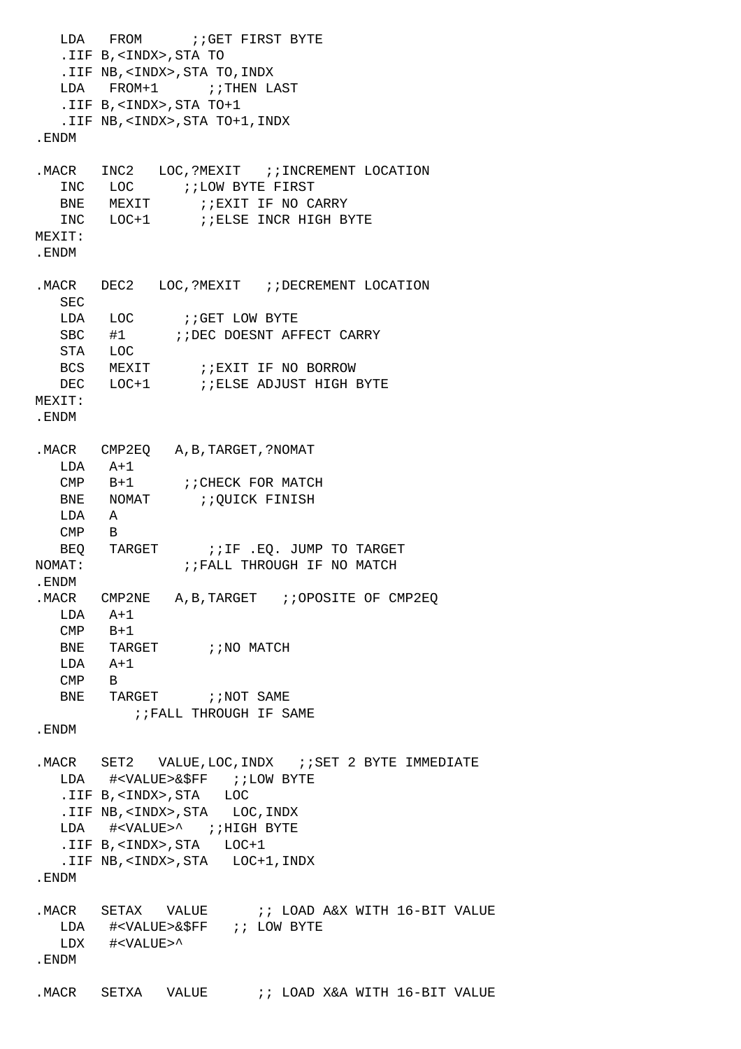```
   LDA   FROM      ;;GET FIRST BYTE
   .IIF B,<INDX>,STA TO
   .IIF NB,<INDX>,STA TO,INDX
   LDA   FROM+1      ;;THEN LAST
   .IIF B,<INDX>,STA TO+1
   .IIF NB,<INDX>,STA TO+1,INDX
.ENDM

.MACR   INC2   LOC,?MEXIT   ;;INCREMENT LOCATION
   INC   LOC      ;;LOW BYTE FIRST
   BNE   MEXIT      ;;EXIT IF NO CARRY
   INC   LOC+1      ;;ELSE INCR HIGH BYTE
MEXIT:
.ENDM

.MACR   DEC2   LOC,?MEXIT   ;;DECREMENT LOCATION
   SEC
   LDA   LOC      ;;GET LOW BYTE
   SBC   #1      ;;DEC DOESNT AFFECT CARRY
   STA   LOC
   BCS   MEXIT      ;;EXIT IF NO BORROW
   DEC   LOC+1      ;;ELSE ADJUST HIGH BYTE
MEXIT:
.ENDM

.MACR   CMP2EQ   A,B,TARGET,?NOMAT
   LDA   A+1
   CMP   B+1      ;;CHECK FOR MATCH
   BNE   NOMAT      ;;QUICK FINISH
   LDA   A
   CMP   B
   BEQ   TARGET      ;;IF .EQ. JUMP TO TARGET
NOMAT:            ;;FALL THROUGH IF NO MATCH
.ENDM
.MACR   CMP2NE   A,B,TARGET   ;;OPOSITE OF CMP2EQ
   LDA   A+1
   CMP   B+1
   BNE   TARGET      ;;NO MATCH
   LDA   A+1
   CMP   B
   BNE   TARGET      ;;NOT SAME
         ;;FALL THROUGH IF SAME
.ENDM

.MACR   SET2   VALUE,LOC,INDX   ;;SET 2 BYTE IMMEDIATE
   LDA   #<VALUE>&$FF   ;;LOW BYTE
   .IIF B,<INDX>,STA   LOC
   .IIF NB,<INDX>,STA   LOC,INDX
   LDA   #<VALUE>^   ;;HIGH BYTE
   .IIF B,<INDX>,STA   LOC+1
   .IIF NB,<INDX>,STA   LOC+1,INDX
.ENDM

.MACR   SETAX   VALUE      ;; LOAD A&X WITH 16-BIT VALUE
   LDA   #<VALUE>&$FF   ;; LOW BYTE
   LDX   #<VALUE>^
.ENDM

.MACR   SETXA   VALUE      ;; LOAD X&A WITH 16-BIT VALUE
```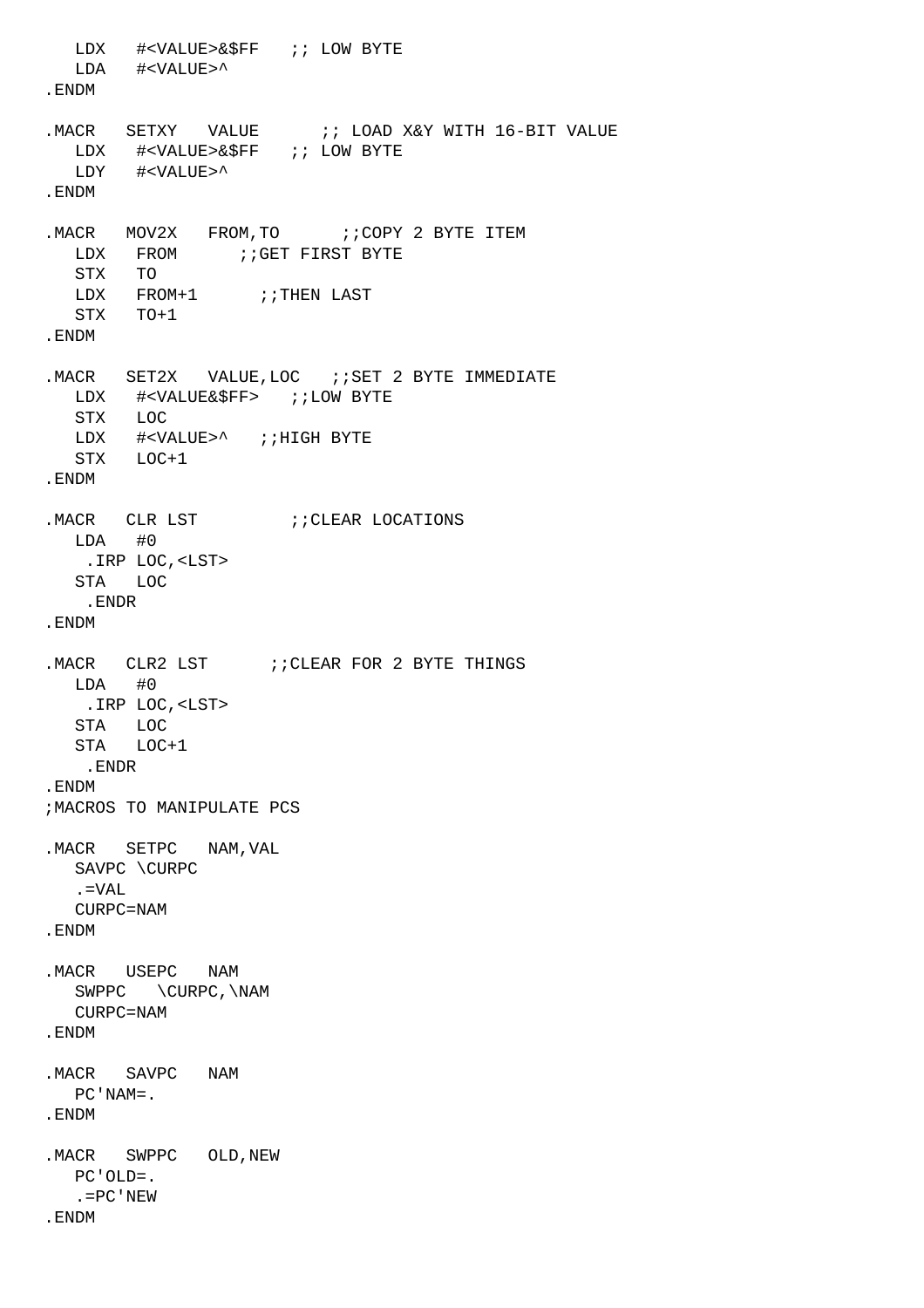```
   LDX   #<VALUE>&$FF   ;; LOW BYTE
   LDA   #<VALUE>^
.ENDM

.MACR   SETXY   VALUE      ;; LOAD X&Y WITH 16-BIT VALUE
   LDX   #<VALUE>&$FF   ;; LOW BYTE
   LDY   #<VALUE>^
.ENDM

.MACR   MOV2X   FROM,TO      ;;COPY 2 BYTE ITEM
   LDX   FROM      ;;GET FIRST BYTE
   STX   TO
   LDX   FROM+1      ;;THEN LAST
   STX   TO+1
.ENDM

.MACR   SET2X   VALUE,LOC   ;;SET 2 BYTE IMMEDIATE
   LDX   #<VALUE&$FF>   ;;LOW BYTE
   STX   LOC
   LDX   #<VALUE>^   ;;HIGH BYTE
   STX   LOC+1
.ENDM

.MACR   CLR LST         ;;CLEAR LOCATIONS
   LDA   #0
    .IRP LOC,<LST>
   STA   LOC
    .ENDR
.ENDM

.MACR   CLR2 LST      ;;CLEAR FOR 2 BYTE THINGS
   LDA   #0
    .IRP LOC,<LST>
   STA   LOC
   STA   LOC+1
    .ENDR
.ENDM
;MACROS TO MANIPULATE PCS

.MACR   SETPC   NAM,VAL
   SAVPC \CURPC
   .=VAL
   CURPC=NAM
.ENDM

.MACR   USEPC   NAM
   SWPPC   \CURPC,\NAM
   CURPC=NAM
.ENDM

.MACR   SAVPC   NAM
   PC'NAM=.
.ENDM

.MACR   SWPPC   OLD,NEW
   PC'OLD=.
   .=PC'NEW
.ENDM
```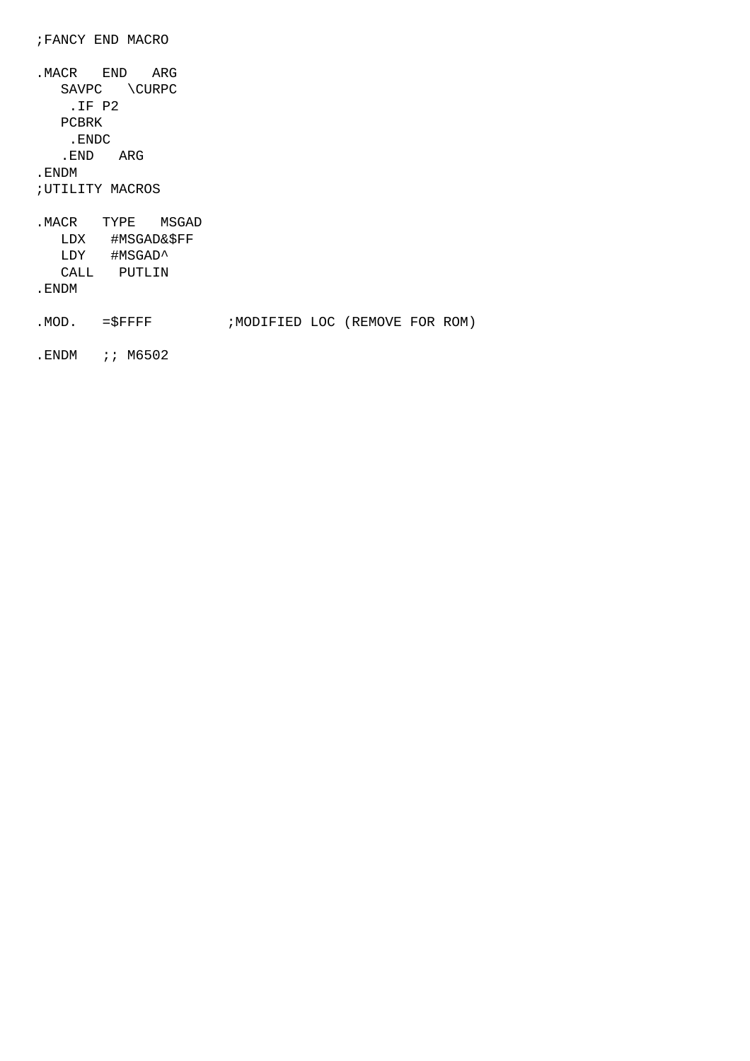```
;FANCY END MACRO

.MACR   END   ARG
   SAVPC   \CURPC
    .IF P2
   PCBRK
    .ENDC
   .END   ARG
.ENDM
;UTILITY MACROS

.MACR   TYPE   MSGAD
   LDX   #MSGAD&$FF
   LDY   #MSGAD^
   CALL   PUTLIN
.ENDM

.MOD.   =$FFFF         ;MODIFIED LOC (REMOVE FOR ROM)

.ENDM   ;; M6502
```